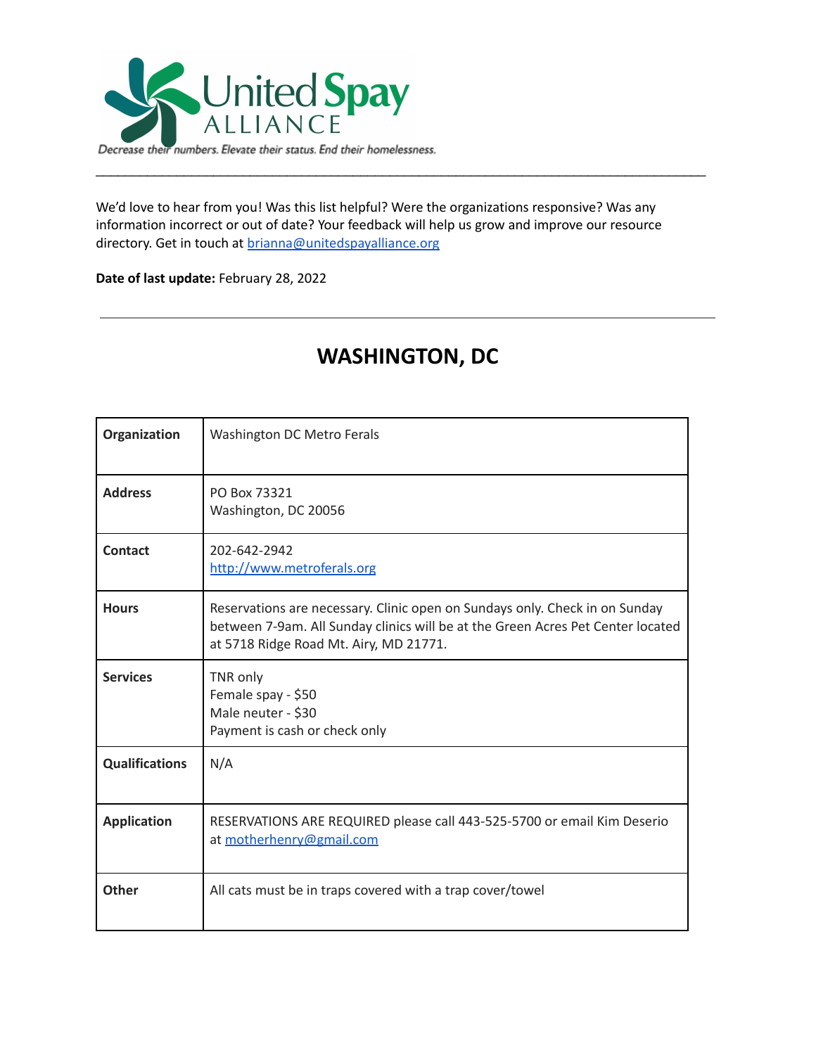United Spay ALLIANCE

*Decrease their numbers. Elevate their status. End their homelessness.*

---

We'd love to hear from you! Was this list helpful? Were the organizations responsive? Was any information incorrect or out of date? Your feedback will help us grow and improve our resource directory. Get in touch at brianna@unitedspayalliance.org

**Date of last update:** February 28, 2022

---

# WASHINGTON, DC

| | |
|---|---|
| **Organization** | Washington DC Metro Ferals |
| **Address** | PO Box 73321<br>Washington, DC 20056 |
| **Contact** | 202-642-2942<br>http://www.metroferals.org |
| **Hours** | Reservations are necessary. Clinic open on Sundays only. Check in on Sunday between 7-9am. All Sunday clinics will be at the Green Acres Pet Center located at 5718 Ridge Road Mt. Airy, MD 21771. |
| **Services** | TNR only<br>Female spay - $50<br>Male neuter - $30<br>Payment is cash or check only |
| **Qualifications** | N/A |
| **Application** | RESERVATIONS ARE REQUIRED please call 443-525-5700 or email Kim Deserio at motherhenry@gmail.com |
| **Other** | All cats must be in traps covered with a trap cover/towel |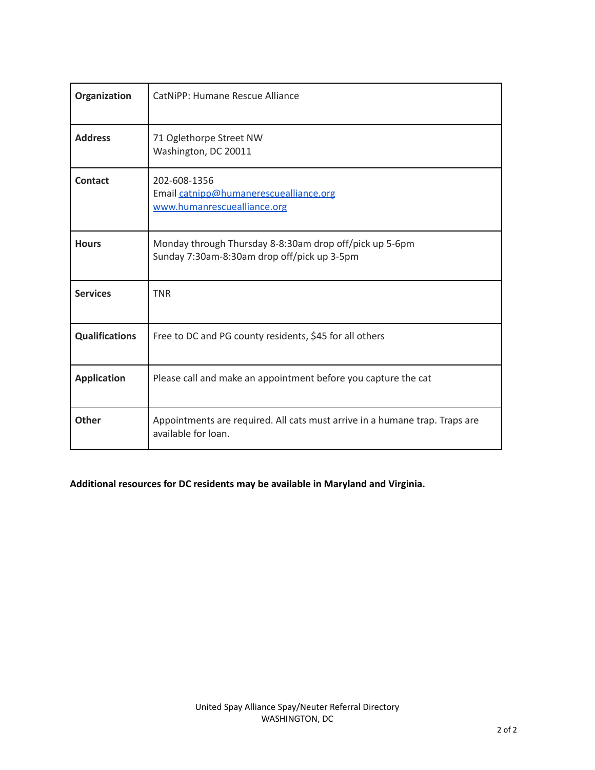| | |
|---|---|
| **Organization** | CatNiPP: Humane Rescue Alliance |
| **Address** | 71 Oglethorpe Street NW<br>Washington, DC 20011 |
| **Contact** | 202-608-1356<br>Email catnipp@humanerescuealliance.org<br>www.humanrescuealliance.org |
| **Hours** | Monday through Thursday 8-8:30am drop off/pick up 5-6pm<br>Sunday 7:30am-8:30am drop off/pick up 3-5pm |
| **Services** | TNR |
| **Qualifications** | Free to DC and PG county residents, $45 for all others |
| **Application** | Please call and make an appointment before you capture the cat |
| **Other** | Appointments are required. All cats must arrive in a humane trap. Traps are available for loan. |

**Additional resources for DC residents may be available in Maryland and Virginia.**